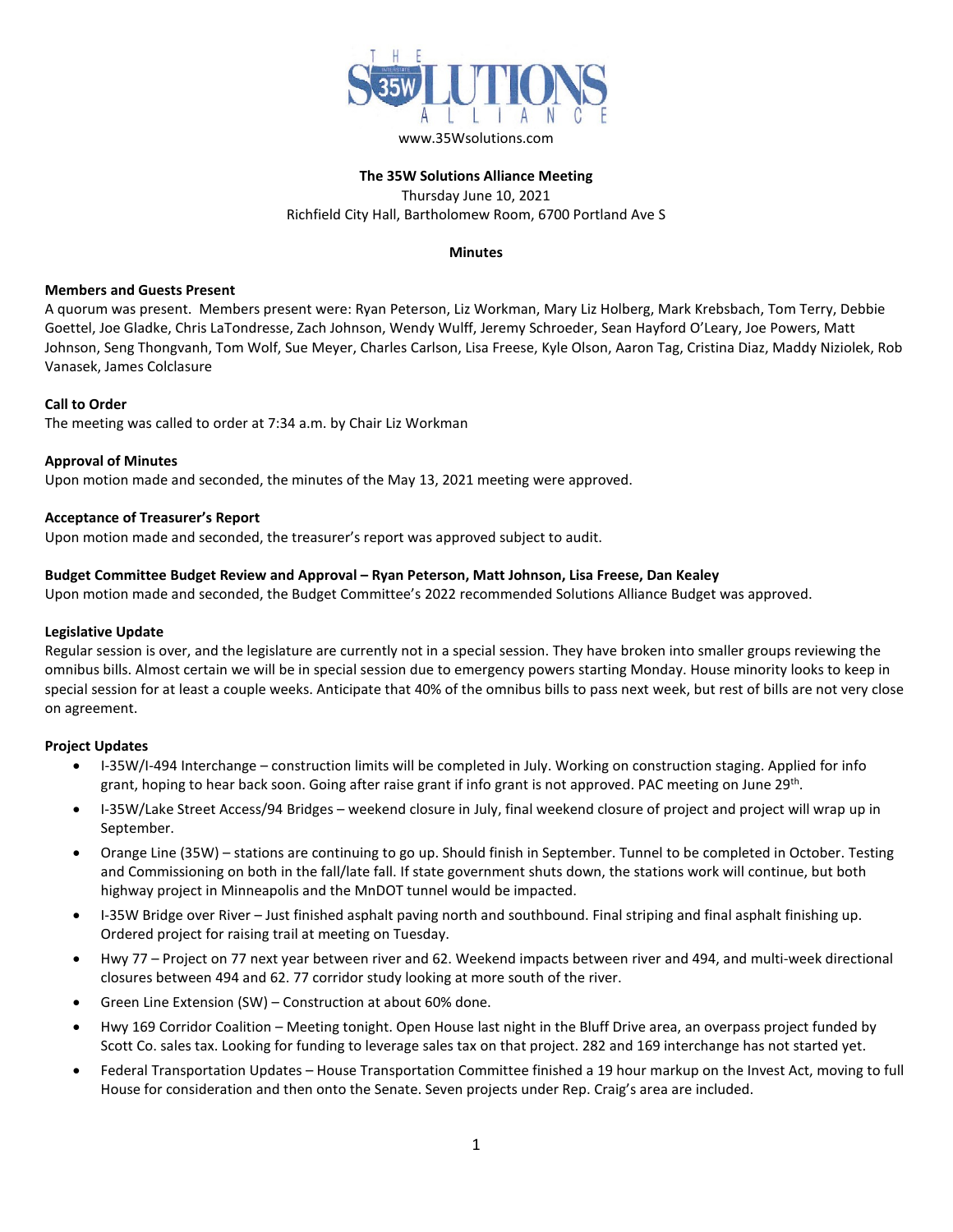www.35Wsolutions.com

**The 35W Solutions Alliance Meeting**

Thursday June 10, 2021

Richfield City Hall, Bartholomew Room, 6700 Portland Ave S

**Minutes**

**Members and Guests Present**

A quorum was present. Members present were: Ryan Peterson, Liz Workman, Mary Liz Holberg, Mark Krebsbach, Tom Terry, Debbie Goettel, Joe Gladke, Chris LaTondresse, Zach Johnson, Wendy Wulff, Jeremy Schroeder, Sean Hayford O'Leary, Joe Powers, Matt Johnson, Seng Thongvanh, Tom Wolf, Sue Meyer, Charles Carlson, Lisa Freese, Kyle Olson, Aaron Tag, Cristina Diaz, Maddy Niziolek, Rob Vanasek, James Colclasure

**Call to Order**

The meeting was called to order at 7:34 a.m. by Chair Liz Workman

**Approval of Minutes**

Upon motion made and seconded, the minutes of the May 13, 2021 meeting were approved.

**Acceptance of Treasurer's Report**

Upon motion made and seconded, the treasurer's report was approved subject to audit.

**Budget Committee Budget Review and Approval – Ryan Peterson, Matt Johnson, Lisa Freese, Dan Kealey**

Upon motion made and seconded, the Budget Committee's 2022 recommended Solutions Alliance Budget was approved.

**Legislative Update**

Regular session is over, and the legislature are currently not in a special session. They have broken into smaller groups reviewing the omnibus bills. Almost certain we will be in special session due to emergency powers starting Monday. House minority looks to keep in special session for at least a couple weeks. Anticipate that 40% of the omnibus bills to pass next week, but rest of bills are not very close on agreement.

**Project Updates**

- I-35W/I-494 Interchange – construction limits will be completed in July. Working on construction staging. Applied for info grant, hoping to hear back soon. Going after raise grant if info grant is not approved. PAC meeting on June 29th.
- I-35W/Lake Street Access/94 Bridges – weekend closure in July, final weekend closure of project and project will wrap up in September.
- Orange Line (35W) – stations are continuing to go up. Should finish in September. Tunnel to be completed in October. Testing and Commissioning on both in the fall/late fall. If state government shuts down, the stations work will continue, but both highway project in Minneapolis and the MnDOT tunnel would be impacted.
- I-35W Bridge over River – Just finished asphalt paving north and southbound. Final striping and final asphalt finishing up. Ordered project for raising trail at meeting on Tuesday.
- Hwy 77 – Project on 77 next year between river and 62. Weekend impacts between river and 494, and multi-week directional closures between 494 and 62. 77 corridor study looking at more south of the river.
- Green Line Extension (SW) – Construction at about 60% done.
- Hwy 169 Corridor Coalition – Meeting tonight. Open House last night in the Bluff Drive area, an overpass project funded by Scott Co. sales tax. Looking for funding to leverage sales tax on that project. 282 and 169 interchange has not started yet.
- Federal Transportation Updates – House Transportation Committee finished a 19 hour markup on the Invest Act, moving to full House for consideration and then onto the Senate. Seven projects under Rep. Craig's area are included.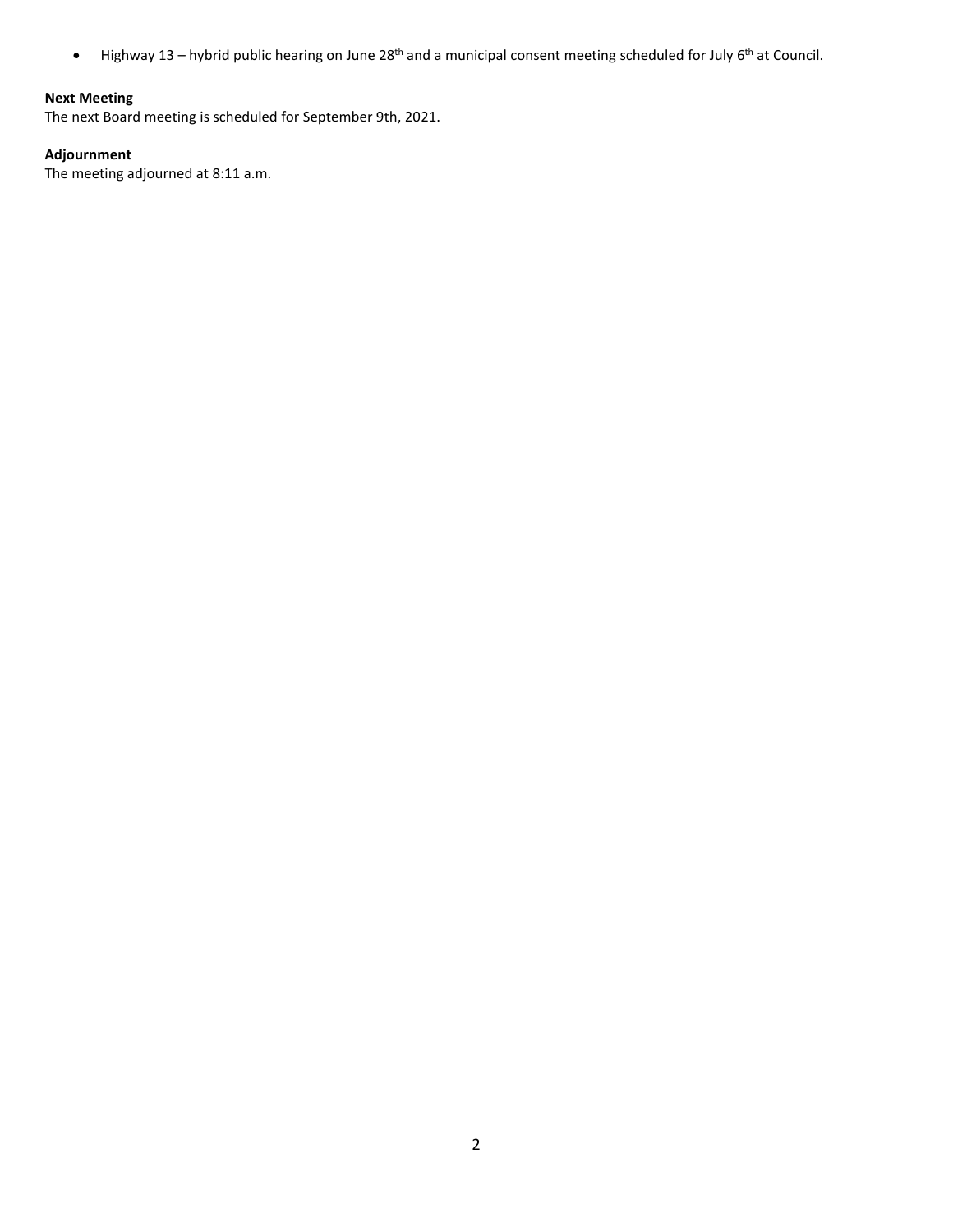- Highway 13 – hybrid public hearing on June 28th and a municipal consent meeting scheduled for July 6th at Council.

**Next Meeting**
The next Board meeting is scheduled for September 9th, 2021.

**Adjournment**
The meeting adjourned at 8:11 a.m.